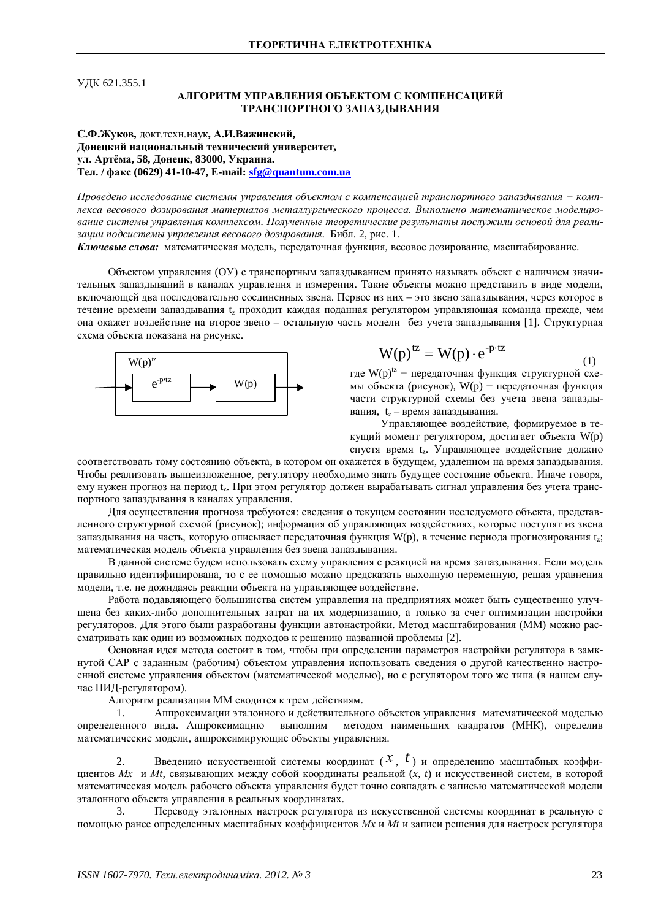УДК 621.355.1

# АЛГОРИТМ УПРАВЛЕНИЯ ОБЪЕКТОМ С КОМПЕНСАЦИЕЙ ТРАНСПОРТНОГО ЗАПАЗДЫВАНИЯ

**С.Ф.Жуков,** докт.техн.наук**, А.И.Важинский,**
**Донецкий национальный технический университет,**
**ул. Артёма, 58, Донецк, 83000, Украина.**
**Тел. / факс (0629) 41-10-47, E-mail: sfg@quantum.com.ua**

*Проведено исследование системы управления объектом с компенсацией транспортного запаздывания − комплекса весового дозирования материалов металлургического процесса. Выполнено математическое моделирование системы управления комплексом. Полученные теоретические результаты послужили основой для реализации подсистемы управления весового дозирования.* Библ. 2, рис. 1.

***Ключевые слова:*** математическая модель, передаточная функция, весовое дозирование, масштабирование.

Объектом управления (ОУ) с транспортным запаздыванием принято называть объект с наличием значительных запаздываний в каналах управления и измерения. Такие объекты можно представить в виде модели, включающей два последовательно соединенных звена. Первое из них – это звено запаздывания, через которое в течение времени запаздывания $t_z$ проходит каждая поданная регулятором управляющая команда прежде, чем она окажет воздействие на второе звено – остальную часть модели без учета запаздывания [1]. Структурная схема объекта показана на рисунке.

$W(p)^{tz}$: $e^{-p \cdot tz}$ → $W(p)$

$$W(p)^{tz} = W(p) \cdot e^{-p \cdot tz} \tag{1}$$

где $W(p)^{tz}$ − передаточная функция структурной схемы объекта (рисунок), $W(p)$ − передаточная функция части структурной схемы без учета звена запаздывания, $t_z$ – время запаздывания.

Управляющее воздействие, формируемое в текущий момент регулятором, достигает объекта $W(p)$ спустя время $t_z$. Управляющее воздействие должно соответствовать тому состоянию объекта, в котором он окажется в будущем, удаленном на время запаздывания. Чтобы реализовать вышеизложенное, регулятору необходимо знать будущее состояние объекта. Иначе говоря, ему нужен прогноз на период $t_z$. При этом регулятор должен вырабатывать сигнал управления без учета транспортного запаздывания в каналах управления.

Для осуществления прогноза требуются: сведения о текущем состоянии исследуемого объекта, представленного структурной схемой (рисунок); информация об управляющих воздействиях, которые поступят из звена запаздывания на часть, которую описывает передаточная функция $W(p)$, в течение периода прогнозирования $t_z$; математическая модель объекта управления без звена запаздывания.

В данной системе будем использовать схему управления с реакцией на время запаздывания. Если модель правильно идентифицирована, то с ее помощью можно предсказать выходную переменную, решая уравнения модели, т.е. не дожидаясь реакции объекта на управляющее воздействие.

Работа подавляющего большинства систем управления на предприятиях может быть существенно улучшена без каких-либо дополнительных затрат на их модернизацию, а только за счет оптимизации настройки регуляторов. Для этого были разработаны функции автонастройки. Метод масштабирования (ММ) можно рассматривать как один из возможных подходов к решению названной проблемы [2].

Основная идея метода состоит в том, чтобы при определении параметров настройки регулятора в замкнутой САР с заданным (рабочим) объектом управления использовать сведения о другой качественно настроенной системе управления объектом (математической моделью), но с регулятором того же типа (в нашем случае ПИД-регулятором).

Алгоритм реализации ММ сводится к трем действиям.

1. Аппроксимации эталонного и действительного объектов управления математической моделью определенного вида. Аппроксимацию выполним методом наименьших квадратов (МНК), определив математические модели, аппроксимирующие объекты управления.

2. Введению искусственной системы координат ($\bar{x}$, $\bar{t}$) и определению масштабных коэффициентов $Mx$ и $Mt$, связывающих между собой координаты реальной ($x$, $t$) и искусственной систем, в которой математическая модель рабочего объекта управления будет точно совпадать с записью математической модели эталонного объекта управления в реальных координатах.

3. Переводу эталонных настроек регулятора из искусственной системы координат в реальную с помощью ранее определенных масштабных коэффициентов $Mx$ и $Mt$ и записи решения для настроек регулятора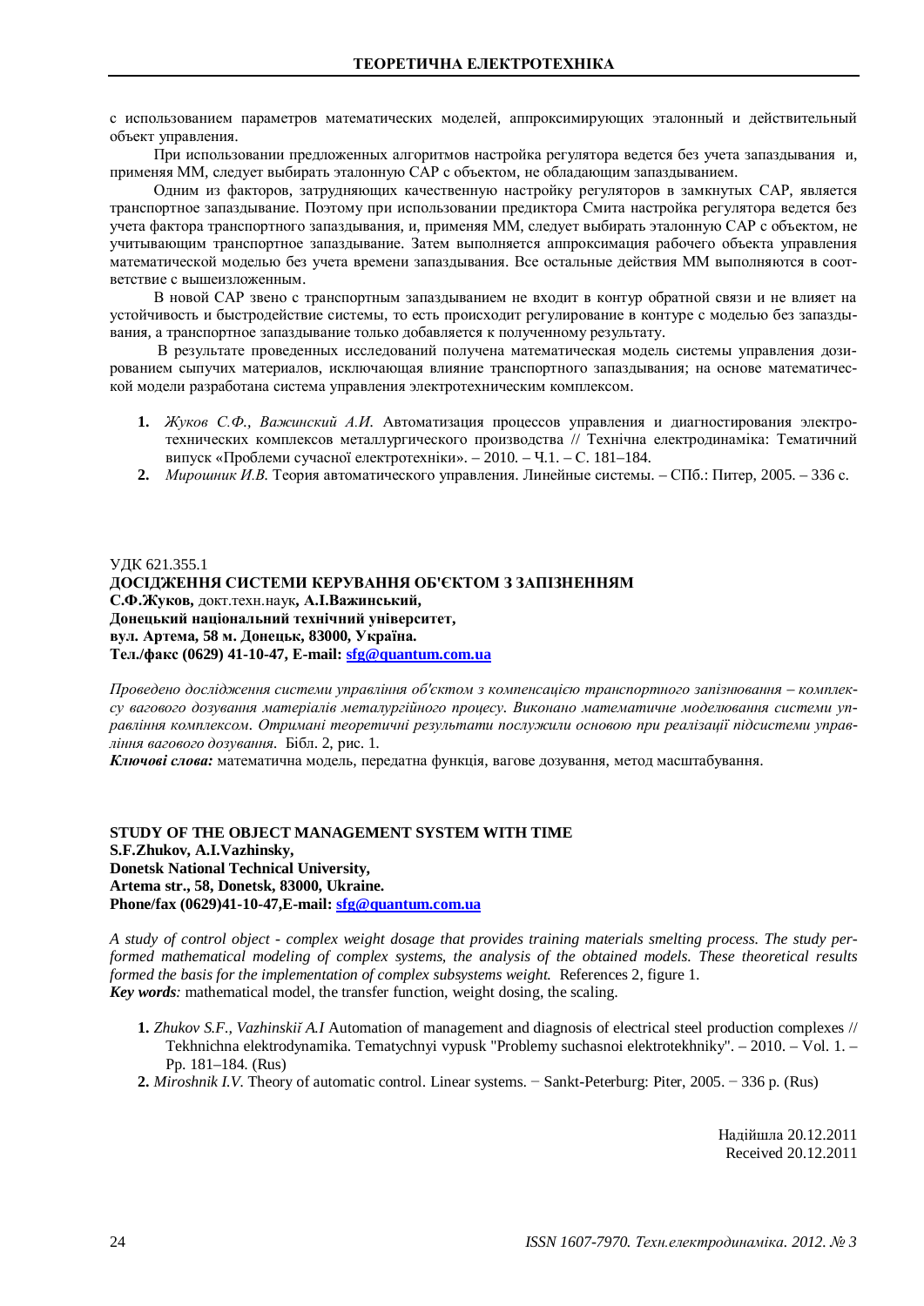с использованием параметров математических моделей, аппроксимирующих эталонный и действительный объект управления.

При использовании предложенных алгоритмов настройка регулятора ведется без учета запаздывания и, применяя ММ, следует выбирать эталонную САР с объектом, не обладающим запаздыванием.

Одним из факторов, затрудняющих качественную настройку регуляторов в замкнутых САР, является транспортное запаздывание. Поэтому при использовании предиктора Смита настройка регулятора ведется без учета фактора транспортного запаздывания, и, применяя ММ, следует выбирать эталонную САР с объектом, не учитывающим транспортное запаздывание. Затем выполняется аппроксимация рабочего объекта управления математической моделью без учета времени запаздывания. Все остальные действия ММ выполняются в соответствие с вышеизложенным.

В новой САР звено с транспортным запаздыванием не входит в контур обратной связи и не влияет на устойчивость и быстродействие системы, то есть происходит регулирование в контуре с моделью без запаздывания, а транспортное запаздывание только добавляется к полученному результату.

В результате проведенных исследований получена математическая модель системы управления дозированием сыпучих материалов, исключающая влияние транспортного запаздывания; на основе математической модели разработана система управления электротехническим комплексом.

1. *Жуков С.Ф., Важинский А.И.* Автоматизация процессов управления и диагностирования электротехнических комплексов металлургического производства // Технічна електродинаміка: Тематичний випуск «Проблеми сучасної електротехніки». – 2010. – Ч.1. – С. 181–184.
2. *Мирошник И.В.* Теория автоматического управления. Линейные системы. – СПб.: Питер, 2005. – 336 с.

УДК 621.355.1

**ДОСЛІДЖЕННЯ СИСТЕМИ КЕРУВАННЯ ОБ'ЄКТОМ З ЗАПІЗНЕННЯМ**

**С.Ф.Жуков,** докт.техн.наук**, А.І.Важинський,**
**Донецький національний технічний університет,**
**вул. Артема, 58 м. Донецьк, 83000, Україна.**
**Тел./факс (0629) 41-10-47, E-mail: sfg@quantum.com.ua**

*Проведено дослідження системи управління об'єктом з компенсацією транспортного запізнювання – комплексу вагового дозування матеріалів металургійного процесу. Виконано математичне моделювання системи управління комплексом. Отримані теоретичні результати послужили основою при реалізації підсистеми управління вагового дозування.* Бібл. 2, рис. 1.

***Ключові слова:*** математична модель, передатна функція, вагове дозування, метод масштабування.

**STUDY OF THE OBJECT MANAGEMENT SYSTEM WITH TIME**

**S.F.Zhukov, A.I.Vazhinsky,**
**Donetsk National Technical University,**
**Artema str., 58, Donetsk, 83000, Ukraine.**
**Phone/fax (0629)41-10-47,E-mail: sfg@quantum.com.ua**

*A study of control object - complex weight dosage that provides training materials smelting process. The study performed mathematical modeling of complex systems, the analysis of the obtained models. These theoretical results formed the basis for the implementation of complex subsystems weight.* References 2, figure 1.

***Key words:*** mathematical model, the transfer function, weight dosing, the scaling.

1. *Zhukov S.F., Vazhinskiĭ A.I* Automation of management and diagnosis of electrical steel production complexes // Tekhnichna elektrodynamika. Tematychnyi vypusk "Problemy suchasnoi elektrotekhniky". – 2010. – Vol. 1. – Pp. 181–184. (Rus)
2. *Miroshnik I.V.* Theory of automatic control. Linear systems. − Sankt-Peterburg: Piter, 2005. − 336 p. (Rus)

Надійшла 20.12.2011
Received 20.12.2011